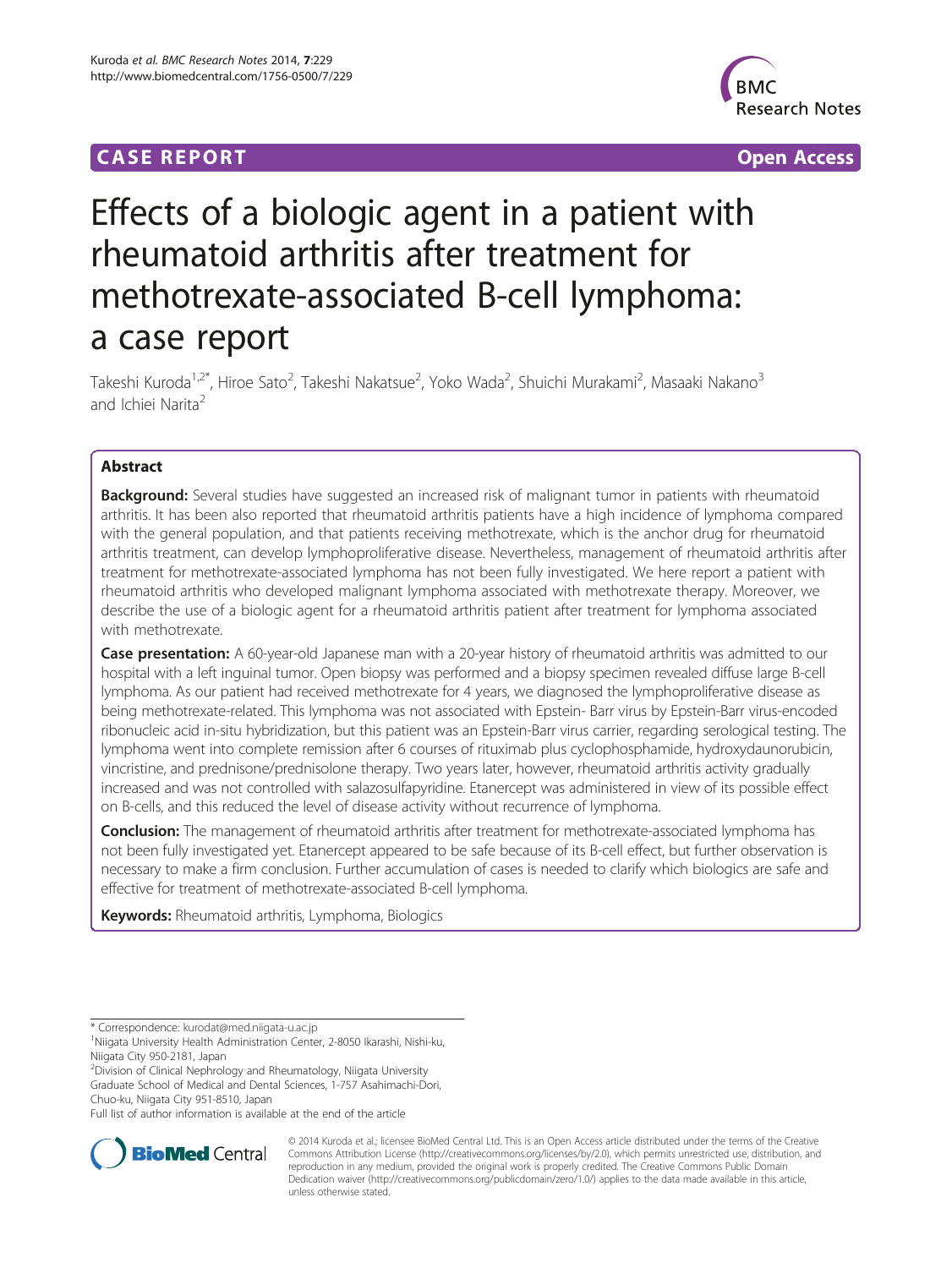**CASE REPORT** **Open Access**

# Effects of a biologic agent in a patient with rheumatoid arthritis after treatment for methotrexate-associated B-cell lymphoma: a case report

Takeshi Kuroda[1,2*], Hiroe Sato[2], Takeshi Nakatsue[2], Yoko Wada[2], Shuichi Murakami[2], Masaaki Nakano[3] and Ichiei Narita[2]

## Abstract

**Background:** Several studies have suggested an increased risk of malignant tumor in patients with rheumatoid arthritis. It has been also reported that rheumatoid arthritis patients have a high incidence of lymphoma compared with the general population, and that patients receiving methotrexate, which is the anchor drug for rheumatoid arthritis treatment, can develop lymphoproliferative disease. Nevertheless, management of rheumatoid arthritis after treatment for methotrexate-associated lymphoma has not been fully investigated. We here report a patient with rheumatoid arthritis who developed malignant lymphoma associated with methotrexate therapy. Moreover, we describe the use of a biologic agent for a rheumatoid arthritis patient after treatment for lymphoma associated with methotrexate.

**Case presentation:** A 60-year-old Japanese man with a 20-year history of rheumatoid arthritis was admitted to our hospital with a left inguinal tumor. Open biopsy was performed and a biopsy specimen revealed diffuse large B-cell lymphoma. As our patient had received methotrexate for 4 years, we diagnosed the lymphoproliferative disease as being methotrexate-related. This lymphoma was not associated with Epstein- Barr virus by Epstein-Barr virus-encoded ribonucleic acid in-situ hybridization, but this patient was an Epstein-Barr virus carrier, regarding serological testing. The lymphoma went into complete remission after 6 courses of rituximab plus cyclophosphamide, hydroxydaunorubicin, vincristine, and prednisone/prednisolone therapy. Two years later, however, rheumatoid arthritis activity gradually increased and was not controlled with salazosulfapyridine. Etanercept was administered in view of its possible effect on B-cells, and this reduced the level of disease activity without recurrence of lymphoma.

**Conclusion:** The management of rheumatoid arthritis after treatment for methotrexate-associated lymphoma has not been fully investigated yet. Etanercept appeared to be safe because of its B-cell effect, but further observation is necessary to make a firm conclusion. Further accumulation of cases is needed to clarify which biologics are safe and effective for treatment of methotrexate-associated B-cell lymphoma.

**Keywords:** Rheumatoid arthritis, Lymphoma, Biologics

---

\* Correspondence: kurodat@med.niigata-u.ac.jp

[1]Niigata University Health Administration Center, 2-8050 Ikarashi, Nishi-ku, Niigata City 950-2181, Japan

[2]Division of Clinical Nephrology and Rheumatology, Niigata University Graduate School of Medical and Dental Sciences, 1-757 Asahimachi-Dori, Chuo-ku, Niigata City 951-8510, Japan

Full list of author information is available at the end of the article

© 2014 Kuroda et al.; licensee BioMed Central Ltd. This is an Open Access article distributed under the terms of the Creative Commons Attribution License (http://creativecommons.org/licenses/by/2.0), which permits unrestricted use, distribution, and reproduction in any medium, provided the original work is properly credited. The Creative Commons Public Domain Dedication waiver (http://creativecommons.org/publicdomain/zero/1.0/) applies to the data made available in this article, unless otherwise stated.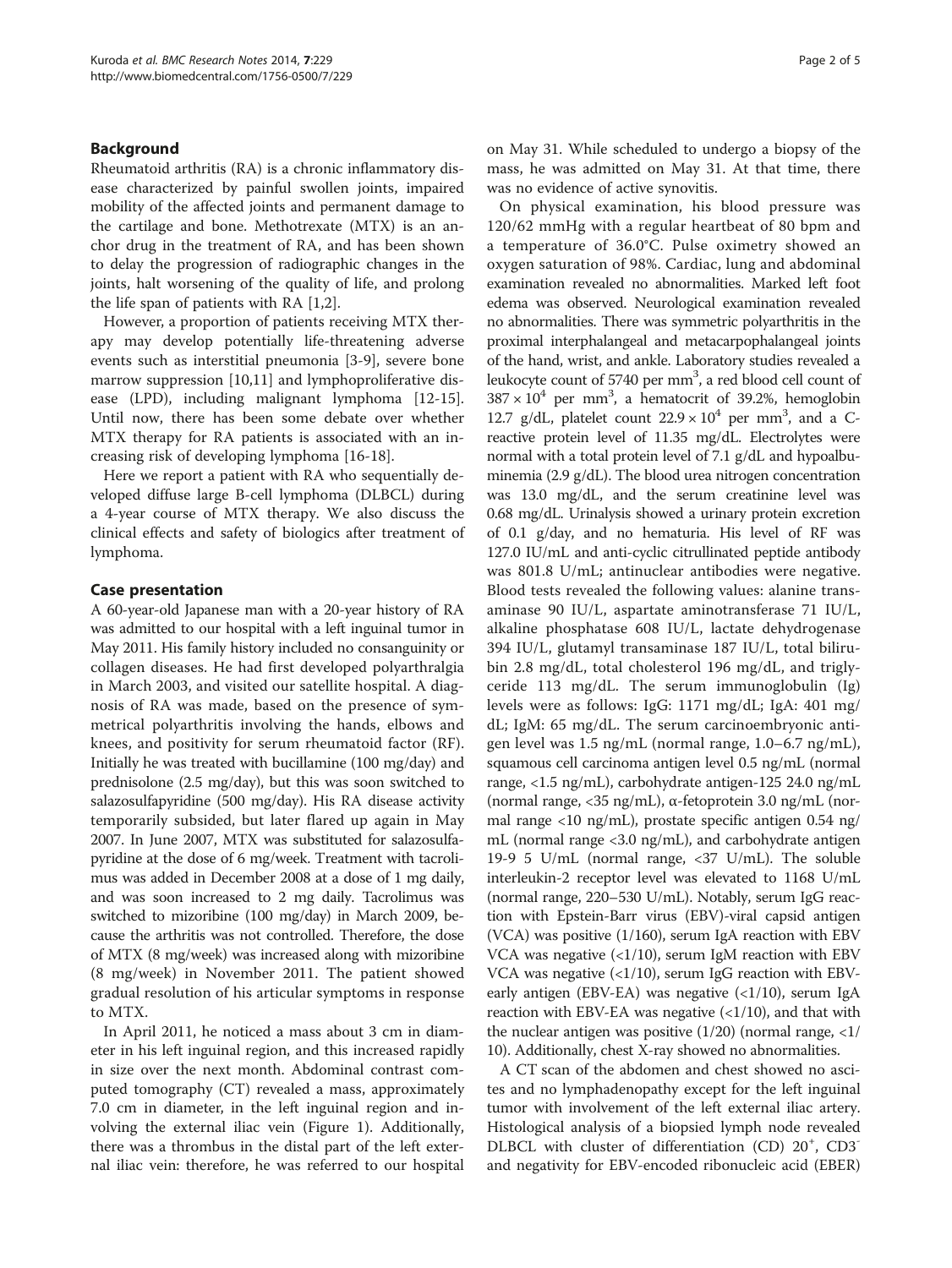## Background

Rheumatoid arthritis (RA) is a chronic inflammatory disease characterized by painful swollen joints, impaired mobility of the affected joints and permanent damage to the cartilage and bone. Methotrexate (MTX) is an anchor drug in the treatment of RA, and has been shown to delay the progression of radiographic changes in the joints, halt worsening of the quality of life, and prolong the life span of patients with RA [1,2].

However, a proportion of patients receiving MTX therapy may develop potentially life-threatening adverse events such as interstitial pneumonia [3-9], severe bone marrow suppression [10,11] and lymphoproliferative disease (LPD), including malignant lymphoma [12-15]. Until now, there has been some debate over whether MTX therapy for RA patients is associated with an increasing risk of developing lymphoma [16-18].

Here we report a patient with RA who sequentially developed diffuse large B-cell lymphoma (DLBCL) during a 4-year course of MTX therapy. We also discuss the clinical effects and safety of biologics after treatment of lymphoma.

## Case presentation

A 60-year-old Japanese man with a 20-year history of RA was admitted to our hospital with a left inguinal tumor in May 2011. His family history included no consanguinity or collagen diseases. He had first developed polyarthralgia in March 2003, and visited our satellite hospital. A diagnosis of RA was made, based on the presence of symmetrical polyarthritis involving the hands, elbows and knees, and positivity for serum rheumatoid factor (RF). Initially he was treated with bucillamine (100 mg/day) and prednisolone (2.5 mg/day), but this was soon switched to salazosulfapyridine (500 mg/day). His RA disease activity temporarily subsided, but later flared up again in May 2007. In June 2007, MTX was substituted for salazosulfapyridine at the dose of 6 mg/week. Treatment with tacrolimus was added in December 2008 at a dose of 1 mg daily, and was soon increased to 2 mg daily. Tacrolimus was switched to mizoribine (100 mg/day) in March 2009, because the arthritis was not controlled. Therefore, the dose of MTX (8 mg/week) was increased along with mizoribine (8 mg/week) in November 2011. The patient showed gradual resolution of his articular symptoms in response to MTX.

In April 2011, he noticed a mass about 3 cm in diameter in his left inguinal region, and this increased rapidly in size over the next month. Abdominal contrast computed tomography (CT) revealed a mass, approximately 7.0 cm in diameter, in the left inguinal region and involving the external iliac vein (Figure 1). Additionally, there was a thrombus in the distal part of the left external iliac vein: therefore, he was referred to our hospital on May 31. While scheduled to undergo a biopsy of the mass, he was admitted on May 31. At that time, there was no evidence of active synovitis.

On physical examination, his blood pressure was 120/62 mmHg with a regular heartbeat of 80 bpm and a temperature of 36.0°C. Pulse oximetry showed an oxygen saturation of 98%. Cardiac, lung and abdominal examination revealed no abnormalities. Marked left foot edema was observed. Neurological examination revealed no abnormalities. There was symmetric polyarthritis in the proximal interphalangeal and metacarpophalangeal joints of the hand, wrist, and ankle. Laboratory studies revealed a leukocyte count of 5740 per $mm^3$, a red blood cell count of $387 \times 10^4$ per $mm^3$, a hematocrit of 39.2%, hemoglobin 12.7 g/dL, platelet count $22.9 \times 10^4$ per $mm^3$, and a C-reactive protein level of 11.35 mg/dL. Electrolytes were normal with a total protein level of 7.1 g/dL and hypoalbuminemia (2.9 g/dL). The blood urea nitrogen concentration was 13.0 mg/dL, and the serum creatinine level was 0.68 mg/dL. Urinalysis showed a urinary protein excretion of 0.1 g/day, and no hematuria. His level of RF was 127.0 IU/mL and anti-cyclic citrullinated peptide antibody was 801.8 U/mL; antinuclear antibodies were negative. Blood tests revealed the following values: alanine transaminase 90 IU/L, aspartate aminotransferase 71 IU/L, alkaline phosphatase 608 IU/L, lactate dehydrogenase 394 IU/L, glutamyl transaminase 187 IU/L, total bilirubin 2.8 mg/dL, total cholesterol 196 mg/dL, and triglyceride 113 mg/dL. The serum immunoglobulin (Ig) levels were as follows: IgG: 1171 mg/dL; IgA: 401 mg/dL; IgM: 65 mg/dL. The serum carcinoembryonic antigen level was 1.5 ng/mL (normal range, 1.0–6.7 ng/mL), squamous cell carcinoma antigen level 0.5 ng/mL (normal range, <1.5 ng/mL), carbohydrate antigen-125 24.0 ng/mL (normal range, <35 ng/mL), α-fetoprotein 3.0 ng/mL (normal range <10 ng/mL), prostate specific antigen 0.54 ng/mL (normal range <3.0 ng/mL), and carbohydrate antigen 19-9 5 U/mL (normal range, <37 U/mL). The soluble interleukin-2 receptor level was elevated to 1168 U/mL (normal range, 220–530 U/mL). Notably, serum IgG reaction with Epstein-Barr virus (EBV)-viral capsid antigen (VCA) was positive (1/160), serum IgA reaction with EBV VCA was negative (<1/10), serum IgM reaction with EBV VCA was negative (<1/10), serum IgG reaction with EBV-early antigen (EBV-EA) was negative (<1/10), serum IgA reaction with EBV-EA was negative (<1/10), and that with the nuclear antigen was positive (1/20) (normal range, <1/10). Additionally, chest X-ray showed no abnormalities.

A CT scan of the abdomen and chest showed no ascites and no lymphadenopathy except for the left inguinal tumor with involvement of the left external iliac artery. Histological analysis of a biopsied lymph node revealed DLBCL with cluster of differentiation (CD) $20^+$, $CD3^-$ and negativity for EBV-encoded ribonucleic acid (EBER)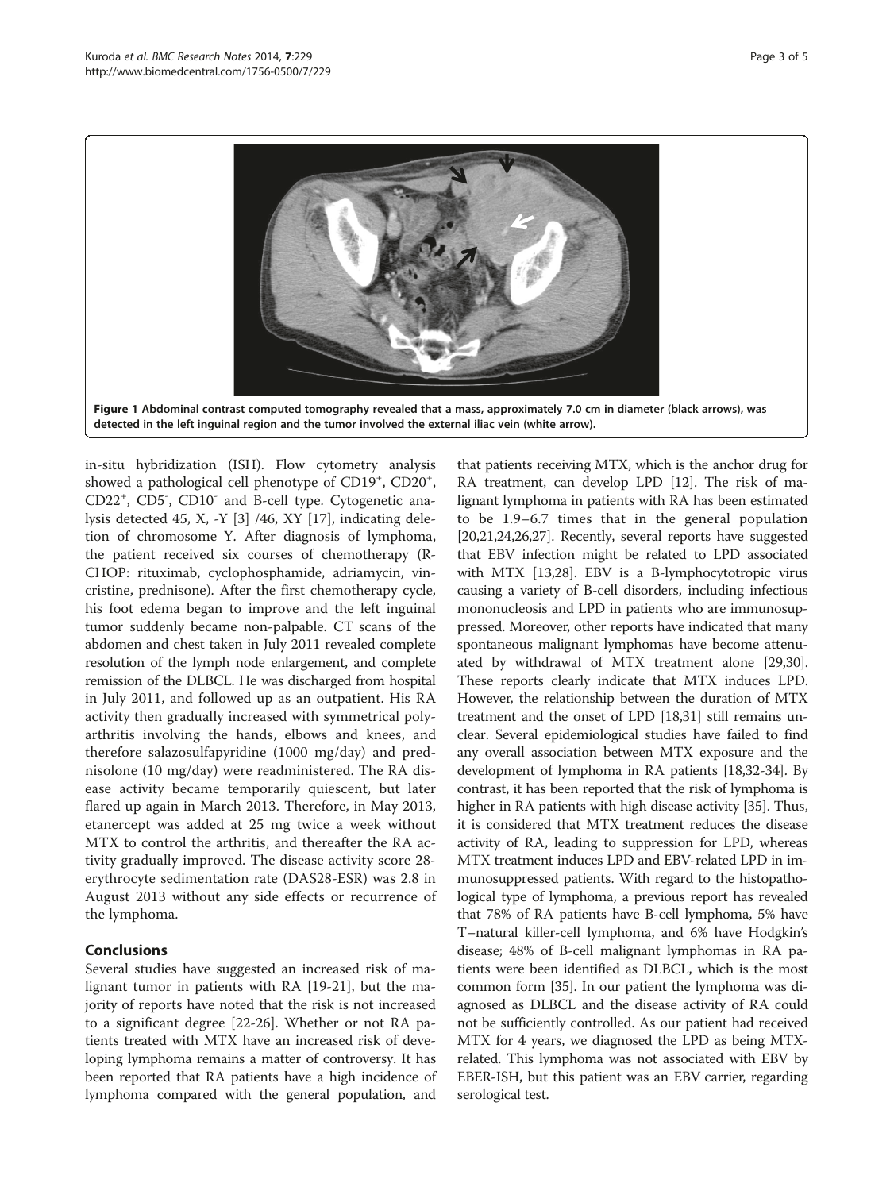Figure 1 Abdominal contrast computed tomography revealed that a mass, approximately 7.0 cm in diameter (black arrows), was detected in the left inguinal region and the tumor involved the external iliac vein (white arrow).

in-situ hybridization (ISH). Flow cytometry analysis showed a pathological cell phenotype of CD19$^+$, CD20$^+$, CD22$^+$, CD5$^-$, CD10$^-$ and B-cell type. Cytogenetic analysis detected 45, X, -Y [3] /46, XY [17], indicating deletion of chromosome Y. After diagnosis of lymphoma, the patient received six courses of chemotherapy (R-CHOP: rituximab, cyclophosphamide, adriamycin, vincristine, prednisone). After the first chemotherapy cycle, his foot edema began to improve and the left inguinal tumor suddenly became non-palpable. CT scans of the abdomen and chest taken in July 2011 revealed complete resolution of the lymph node enlargement, and complete remission of the DLBCL. He was discharged from hospital in July 2011, and followed up as an outpatient. His RA activity then gradually increased with symmetrical polyarthritis involving the hands, elbows and knees, and therefore salazosulfapyridine (1000 mg/day) and prednisolone (10 mg/day) were readministered. The RA disease activity became temporarily quiescent, but later flared up again in March 2013. Therefore, in May 2013, etanercept was added at 25 mg twice a week without MTX to control the arthritis, and thereafter the RA activity gradually improved. The disease activity score 28-erythrocyte sedimentation rate (DAS28-ESR) was 2.8 in August 2013 without any side effects or recurrence of the lymphoma.

## Conclusions

Several studies have suggested an increased risk of malignant tumor in patients with RA [19-21], but the majority of reports have noted that the risk is not increased to a significant degree [22-26]. Whether or not RA patients treated with MTX have an increased risk of developing lymphoma remains a matter of controversy. It has been reported that RA patients have a high incidence of lymphoma compared with the general population, and that patients receiving MTX, which is the anchor drug for RA treatment, can develop LPD [12]. The risk of malignant lymphoma in patients with RA has been estimated to be 1.9–6.7 times that in the general population [20,21,24,26,27]. Recently, several reports have suggested that EBV infection might be related to LPD associated with MTX [13,28]. EBV is a B-lymphocytotropic virus causing a variety of B-cell disorders, including infectious mononucleosis and LPD in patients who are immunosuppressed. Moreover, other reports have indicated that many spontaneous malignant lymphomas have become attenuated by withdrawal of MTX treatment alone [29,30]. These reports clearly indicate that MTX induces LPD. However, the relationship between the duration of MTX treatment and the onset of LPD [18,31] still remains unclear. Several epidemiological studies have failed to find any overall association between MTX exposure and the development of lymphoma in RA patients [18,32-34]. By contrast, it has been reported that the risk of lymphoma is higher in RA patients with high disease activity [35]. Thus, it is considered that MTX treatment reduces the disease activity of RA, leading to suppression for LPD, whereas MTX treatment induces LPD and EBV-related LPD in immunosuppressed patients. With regard to the histopathological type of lymphoma, a previous report has revealed that 78% of RA patients have B-cell lymphoma, 5% have T–natural killer-cell lymphoma, and 6% have Hodgkin's disease; 48% of B-cell malignant lymphomas in RA patients were been identified as DLBCL, which is the most common form [35]. In our patient the lymphoma was diagnosed as DLBCL and the disease activity of RA could not be sufficiently controlled. As our patient had received MTX for 4 years, we diagnosed the LPD as being MTX-related. This lymphoma was not associated with EBV by EBER-ISH, but this patient was an EBV carrier, regarding serological test.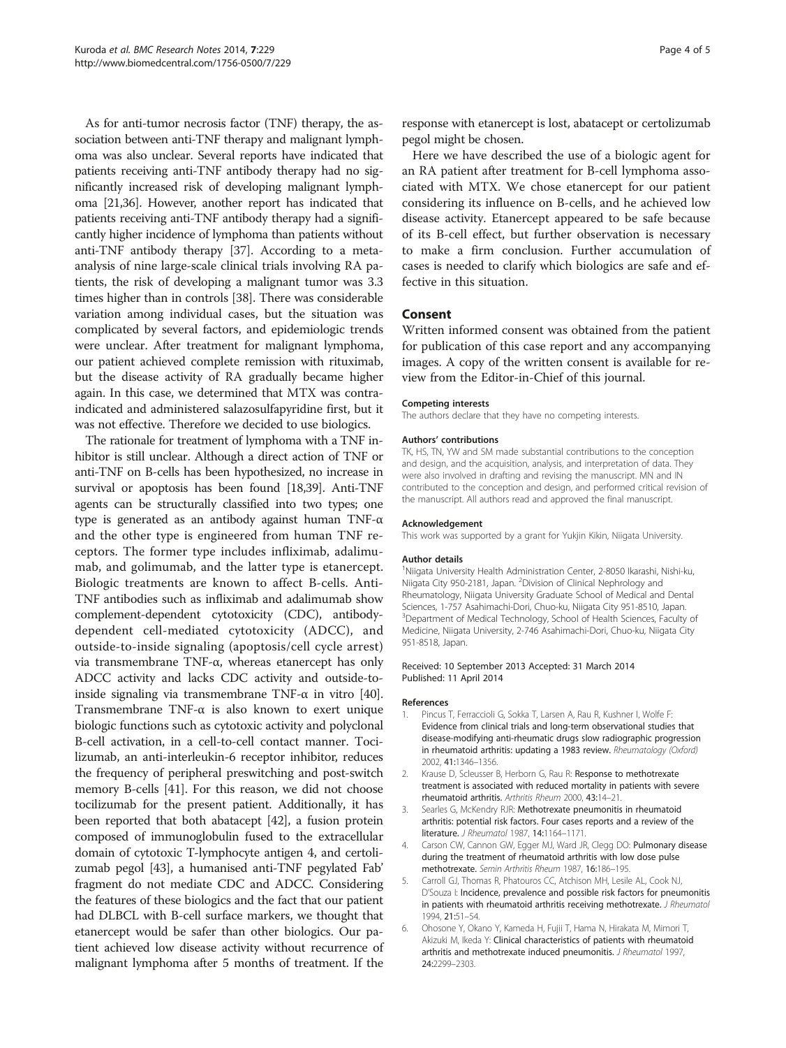As for anti-tumor necrosis factor (TNF) therapy, the association between anti-TNF therapy and malignant lymphoma was also unclear. Several reports have indicated that patients receiving anti-TNF antibody therapy had no significantly increased risk of developing malignant lymphoma [21,36]. However, another report has indicated that patients receiving anti-TNF antibody therapy had a significantly higher incidence of lymphoma than patients without anti-TNF antibody therapy [37]. According to a meta-analysis of nine large-scale clinical trials involving RA patients, the risk of developing a malignant tumor was 3.3 times higher than in controls [38]. There was considerable variation among individual cases, but the situation was complicated by several factors, and epidemiologic trends were unclear. After treatment for malignant lymphoma, our patient achieved complete remission with rituximab, but the disease activity of RA gradually became higher again. In this case, we determined that MTX was contraindicated and administered salazosulfapyridine first, but it was not effective. Therefore we decided to use biologics.

The rationale for treatment of lymphoma with a TNF inhibitor is still unclear. Although a direct action of TNF or anti-TNF on B-cells has been hypothesized, no increase in survival or apoptosis has been found [18,39]. Anti-TNF agents can be structurally classified into two types; one type is generated as an antibody against human TNF-α and the other type is engineered from human TNF receptors. The former type includes infliximab, adalimumab, and golimumab, and the latter type is etanercept. Biologic treatments are known to affect B-cells. Anti-TNF antibodies such as infliximab and adalimumab show complement-dependent cytotoxicity (CDC), antibody-dependent cell-mediated cytotoxicity (ADCC), and outside-to-inside signaling (apoptosis/cell cycle arrest) via transmembrane TNF-α, whereas etanercept has only ADCC activity and lacks CDC activity and outside-to-inside signaling via transmembrane TNF-α in vitro [40]. Transmembrane TNF-α is also known to exert unique biologic functions such as cytotoxic activity and polyclonal B-cell activation, in a cell-to-cell contact manner. Tocilizumab, an anti-interleukin-6 receptor inhibitor, reduces the frequency of peripheral preswitching and post-switch memory B-cells [41]. For this reason, we did not choose tocilizumab for the present patient. Additionally, it has been reported that both abatacept [42], a fusion protein composed of immunoglobulin fused to the extracellular domain of cytotoxic T-lymphocyte antigen 4, and certolizumab pegol [43], a humanised anti-TNF pegylated Fab' fragment do not mediate CDC and ADCC. Considering the features of these biologics and the fact that our patient had DLBCL with B-cell surface markers, we thought that etanercept would be safer than other biologics. Our patient achieved low disease activity without recurrence of malignant lymphoma after 5 months of treatment. If the response with etanercept is lost, abatacept or certolizumab pegol might be chosen.

Here we have described the use of a biologic agent for an RA patient after treatment for B-cell lymphoma associated with MTX. We chose etanercept for our patient considering its influence on B-cells, and he achieved low disease activity. Etanercept appeared to be safe because of its B-cell effect, but further observation is necessary to make a firm conclusion. Further accumulation of cases is needed to clarify which biologics are safe and effective in this situation.

## Consent

Written informed consent was obtained from the patient for publication of this case report and any accompanying images. A copy of the written consent is available for review from the Editor-in-Chief of this journal.

#### Competing interests

The authors declare that they have no competing interests.

#### Authors' contributions

TK, HS, TN, YW and SM made substantial contributions to the conception and design, and the acquisition, analysis, and interpretation of data. They were also involved in drafting and revising the manuscript. MN and IN contributed to the conception and design, and performed critical revision of the manuscript. All authors read and approved the final manuscript.

#### Acknowledgement

This work was supported by a grant for Yukjin Kikin, Niigata University.

#### Author details

[1]Niigata University Health Administration Center, 2-8050 Ikarashi, Nishi-ku, Niigata City 950-2181, Japan. [2]Division of Clinical Nephrology and Rheumatology, Niigata University Graduate School of Medical and Dental Sciences, 1-757 Asahimachi-Dori, Chuo-ku, Niigata City 951-8510, Japan. [3]Department of Medical Technology, School of Health Sciences, Faculty of Medicine, Niigata University, 2-746 Asahimachi-Dori, Chuo-ku, Niigata City 951-8518, Japan.

Received: 10 September 2013 Accepted: 31 March 2014
Published: 11 April 2014

#### References

1. Pincus T, Ferraccioli G, Sokka T, Larsen A, Rau R, Kushner I, Wolfe F: **Evidence from clinical trials and long-term observational studies that disease-modifying anti-rheumatic drugs slow radiographic progression in rheumatoid arthritis: updating a 1983 review.** *Rheumatology (Oxford)* 2002, **41:**1346–1356.
2. Krause D, Scleusser B, Herborn G, Rau R: **Response to methotrexate treatment is associated with reduced mortality in patients with severe rheumatoid arthritis.** *Arthritis Rheum* 2000, **43:**14–21.
3. Searles G, McKendry RJR: **Methotrexate pneumonitis in rheumatoid arthritis: potential risk factors. Four cases reports and a review of the literature.** *J Rheumatol* 1987, **14:**1164–1171.
4. Carson CW, Cannon GW, Egger MJ, Ward JR, Clegg DO: **Pulmonary disease during the treatment of rheumatoid arthritis with low dose pulse methotrexate.** *Semin Arthritis Rheum* 1987, **16:**186–195.
5. Carroll GJ, Thomas R, Phatouros CC, Atchison MH, Lesile AL, Cook NJ, D'Souza I: **Incidence, prevalence and possible risk factors for pneumonitis in patients with rheumatoid arthritis receiving methotrexate.** *J Rheumatol* 1994, **21:**51–54.
6. Ohosone Y, Okano Y, Kameda H, Fujii T, Hama N, Hirakata M, Mimori T, Akizuki M, Ikeda Y: **Clinical characteristics of patients with rheumatoid arthritis and methotrexate induced pneumonitis.** *J Rheumatol* 1997, **24:**2299–2303.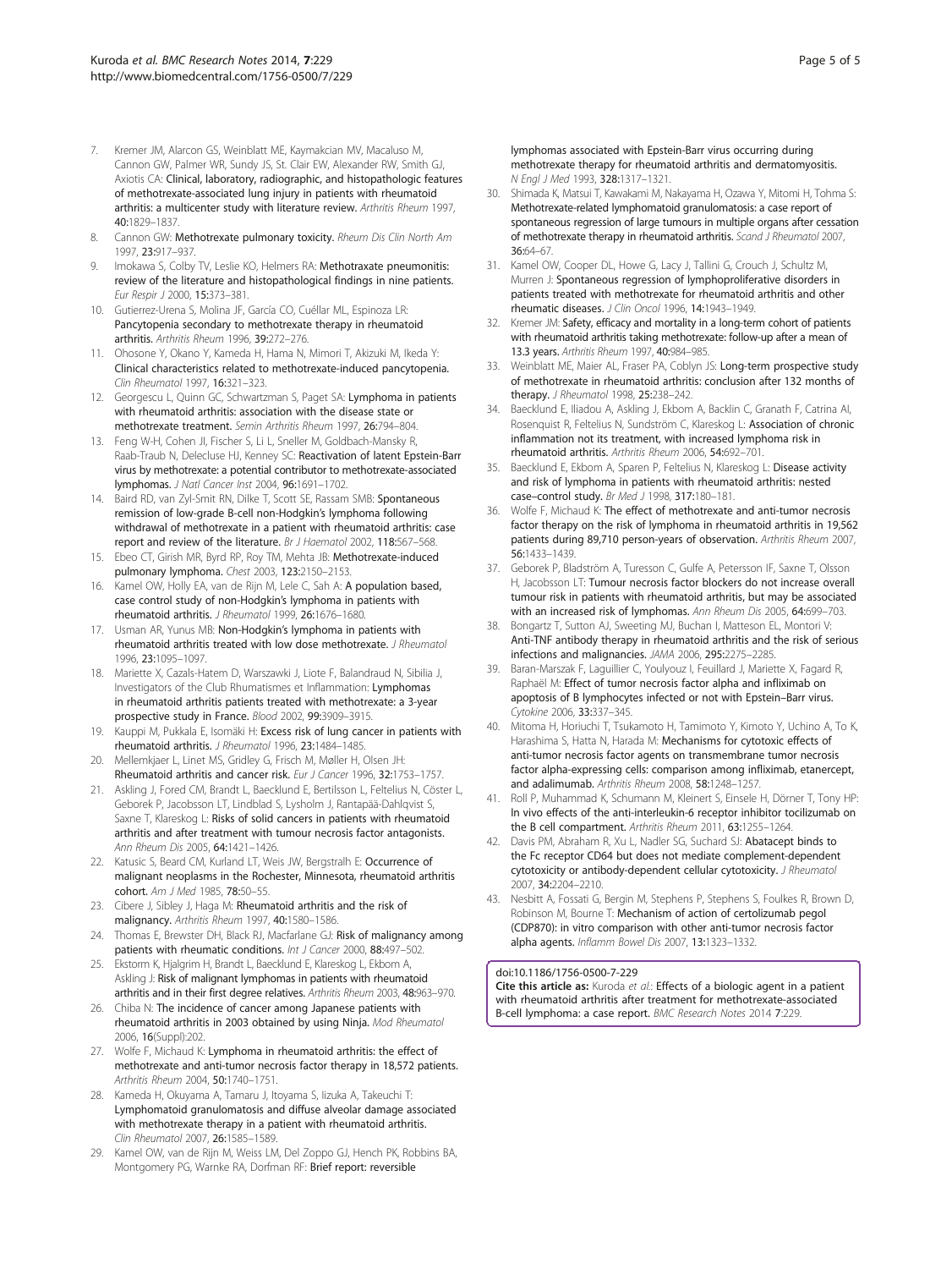7. Kremer JM, Alarcon GS, Weinblatt ME, Kaymakcian MV, Macaluso M, Cannon GW, Palmer WR, Sundy JS, St. Clair EW, Alexander RW, Smith GJ, Axiotis CA: **Clinical, laboratory, radiographic, and histopathologic features of methotrexate-associated lung injury in patients with rheumatoid arthritis: a multicenter study with literature review.** *Arthritis Rheum* 1997, **40:**1829–1837.
8. Cannon GW: **Methotrexate pulmonary toxicity.** *Rheum Dis Clin North Am* 1997, **23:**917–937.
9. Imokawa S, Colby TV, Leslie KO, Helmers RA: **Methotraxate pneumonitis: review of the literature and histopathological findings in nine patients.** *Eur Respir J* 2000, **15:**373–381.
10. Gutierrez-Urena S, Molina JF, García CO, Cuéllar ML, Espinoza LR: **Pancytopenia secondary to methotrexate therapy in rheumatoid arthritis.** *Arthritis Rheum* 1996, **39:**272–276.
11. Ohosone Y, Okano Y, Kameda H, Hama N, Mimori T, Akizuki M, Ikeda Y: **Clinical characteristics related to methotrexate-induced pancytopenia.** *Clin Rheumatol* 1997, **16:**321–323.
12. Georgescu L, Quinn GC, Schwartzman S, Paget SA: **Lymphoma in patients with rheumatoid arthritis: association with the disease state or methotrexate treatment.** *Semin Arthritis Rheum* 1997, **26:**794–804.
13. Feng W-H, Cohen JI, Fischer S, Li L, Sneller M, Goldbach-Mansky R, Raab-Traub N, Delecluse HJ, Kenney SC: **Reactivation of latent Epstein-Barr virus by methotrexate: a potential contributor to methotrexate-associated lymphomas.** *J Natl Cancer Inst* 2004, **96:**1691–1702.
14. Baird RD, van Zyl-Smit RN, Dilke T, Scott SE, Rassam SMB: **Spontaneous remission of low-grade B-cell non-Hodgkin's lymphoma following withdrawal of methotrexate in a patient with rheumatoid arthritis: case report and review of the literature.** *Br J Haematol* 2002, **118:**567–568.
15. Ebeo CT, Girish MR, Byrd RP, Roy TM, Mehta JB: **Methotrexate-induced pulmonary lymphoma.** *Chest* 2003, **123:**2150–2153.
16. Kamel OW, Holly EA, van de Rijn M, Lele C, Sah A: **A population based, case control study of non-Hodgkin's lymphoma in patients with rheumatoid arthritis.** *J Rheumatol* 1999, **26:**1676–1680.
17. Usman AR, Yunus MB: **Non-Hodgkin's lymphoma in patients with rheumatoid arthritis treated with low dose methotrexate.** *J Rheumatol* 1996, **23:**1095–1097.
18. Mariette X, Cazals-Hatem D, Warszawki J, Liote F, Balandraud N, Sibilia J, Investigators of the Club Rhumatismes et Inflammation: **Lymphomas in rheumatoid arthritis patients treated with methotrexate: a 3-year prospective study in France.** *Blood* 2002, **99:**3909–3915.
19. Kauppi M, Pukkala E, Isomäki H: **Excess risk of lung cancer in patients with rheumatoid arthritis.** *J Rheumatol* 1996, **23:**1484–1485.
20. Mellemkjaer L, Linet MS, Gridley G, Frisch M, Møller H, Olsen JH: **Rheumatoid arthritis and cancer risk.** *Eur J Cancer* 1996, **32:**1753–1757.
21. Askling J, Fored CM, Brandt L, Baecklund E, Bertilsson L, Feltelius N, Cöster L, Geborek P, Jacobsson LT, Lindblad S, Lysholm J, Rantapää-Dahlqvist S, Saxne T, Klareskog L: **Risks of solid cancers in patients with rheumatoid arthritis and after treatment with tumour necrosis factor antagonists.** *Ann Rheum Dis* 2005, **64:**1421–1426.
22. Katusic S, Beard CM, Kurland LT, Weis JW, Bergstralh E: **Occurrence of malignant neoplasms in the Rochester, Minnesota, rheumatoid arthritis cohort.** *Am J Med* 1985, **78:**50–55.
23. Cibere J, Sibley J, Haga M: **Rheumatoid arthritis and the risk of malignancy.** *Arthritis Rheum* 1997, **40:**1580–1586.
24. Thomas E, Brewster DH, Black RJ, Macfarlane GJ: **Risk of malignancy among patients with rheumatic conditions.** *Int J Cancer* 2000, **88:**497–502.
25. Ekstorm K, Hjalgrim H, Brandt L, Baecklund E, Klareskog L, Ekbom A, Askling J: **Risk of malignant lymphomas in patients with rheumatoid arthritis and in their first degree relatives.** *Arthritis Rheum* 2003, **48:**963–970.
26. Chiba N: **The incidence of cancer among Japanese patients with rheumatoid arthritis in 2003 obtained by using Ninja.** *Mod Rheumatol* 2006, **16**(Suppl):202.
27. Wolfe F, Michaud K: **Lymphoma in rheumatoid arthritis: the effect of methotrexate and anti-tumor necrosis factor therapy in 18,572 patients.** *Arthritis Rheum* 2004, **50:**1740–1751.
28. Kameda H, Okuyama A, Tamaru J, Itoyama S, Iizuka A, Takeuchi T: **Lymphomatoid granulomatosis and diffuse alveolar damage associated with methotrexate therapy in a patient with rheumatoid arthritis.** *Clin Rheumatol* 2007, **26:**1585–1589.
29. Kamel OW, van de Rijn M, Weiss LM, Del Zoppo GJ, Hench PK, Robbins BA, Montgomery PG, Warnke RA, Dorfman RF: **Brief report: reversible lymphomas associated with Epstein-Barr virus occurring during methotrexate therapy for rheumatoid arthritis and dermatomyositis.** *N Engl J Med* 1993, **328:**1317–1321.
30. Shimada K, Matsui T, Kawakami M, Nakayama H, Ozawa Y, Mitomi H, Tohma S: **Methotrexate-related lymphomatoid granulomatosis: a case report of spontaneous regression of large tumours in multiple organs after cessation of methotrexate therapy in rheumatoid arthritis.** *Scand J Rheumatol* 2007, **36:**64–67.
31. Kamel OW, Cooper DL, Howe G, Lacy J, Tallini G, Crouch J, Schultz M, Murren J: **Spontaneous regression of lymphoproliferative disorders in patients treated with methotrexate for rheumatoid arthritis and other rheumatic diseases.** *J Clin Oncol* 1996, **14:**1943–1949.
32. Kremer JM: **Safety, efficacy and mortality in a long-term cohort of patients with rheumatoid arthritis taking methotrexate: follow-up after a mean of 13.3 years.** *Arthritis Rheum* 1997, **40:**984–985.
33. Weinblatt ME, Maier AL, Fraser PA, Coblyn JS: **Long-term prospective study of methotrexate in rheumatoid arthritis: conclusion after 132 months of therapy.** *J Rheumatol* 1998, **25:**238–242.
34. Baecklund E, Iliadou A, Askling J, Ekbom A, Backlin C, Granath F, Catrina AI, Rosenquist R, Feltelius N, Sundström C, Klareskog L: **Association of chronic inflammation not its treatment, with increased lymphoma risk in rheumatoid arthritis.** *Arthritis Rheum* 2006, **54:**692–701.
35. Baecklund E, Ekbom A, Sparen P, Feltelius N, Klareskog L: **Disease activity and risk of lymphoma in patients with rheumatoid arthritis: nested case–control study.** *Br Med J* 1998, **317:**180–181.
36. Wolfe F, Michaud K: **The effect of methotrexate and anti-tumor necrosis factor therapy on the risk of lymphoma in rheumatoid arthritis in 19,562 patients during 89,710 person-years of observation.** *Arthritis Rheum* 2007, **56:**1433–1439.
37. Geborek P, Bladström A, Turesson C, Gulfe A, Petersson IF, Saxne T, Olsson H, Jacobsson LT: **Tumour necrosis factor blockers do not increase overall tumour risk in patients with rheumatoid arthritis, but may be associated with an increased risk of lymphomas.** *Ann Rheum Dis* 2005, **64:**699–703.
38. Bongartz T, Sutton AJ, Sweeting MJ, Buchan I, Matteson EL, Montori V: **Anti-TNF antibody therapy in rheumatoid arthritis and the risk of serious infections and malignancies.** *JAMA* 2006, **295:**2275–2285.
39. Baran-Marszak F, Laguillier C, Youlyouz I, Feuillard J, Mariette X, Fagard R, Raphaël M: **Effect of tumor necrosis factor alpha and infliximab on apoptosis of B lymphocytes infected or not with Epstein–Barr virus.** *Cytokine* 2006, **33:**337–345.
40. Mitoma H, Horiuchi T, Tsukamoto H, Tamimoto Y, Kimoto Y, Uchino A, To K, Harashima S, Hatta N, Harada M: **Mechanisms for cytotoxic effects of anti-tumor necrosis factor agents on transmembrane tumor necrosis factor alpha-expressing cells: comparison among infliximab, etanercept, and adalimumab.** *Arthritis Rheum* 2008, **58:**1248–1257.
41. Roll P, Muhammad K, Schumann M, Kleinert S, Einsele H, Dörner T, Tony HP: **In vivo effects of the anti-interleukin-6 receptor inhibitor tocilizumab on the B cell compartment.** *Arthritis Rheum* 2011, **63:**1255–1264.
42. Davis PM, Abraham R, Xu L, Nadler SG, Suchard SJ: **Abatacept binds to the Fc receptor CD64 but does not mediate complement-dependent cytotoxicity or antibody-dependent cellular cytotoxicity.** *J Rheumatol* 2007, **34:**2204–2210.
43. Nesbitt A, Fossati G, Bergin M, Stephens P, Stephens S, Foulkes R, Brown D, Robinson M, Bourne T: **Mechanism of action of certolizumab pegol (CDP870): in vitro comparison with other anti-tumor necrosis factor alpha agents.** *Inflamm Bowel Dis* 2007, **13:**1323–1332.

doi:10.1186/1756-0500-7-229

**Cite this article as:** Kuroda *et al.*: Effects of a biologic agent in a patient with rheumatoid arthritis after treatment for methotrexate-associated B-cell lymphoma: a case report. *BMC Research Notes* 2014 **7**:229.